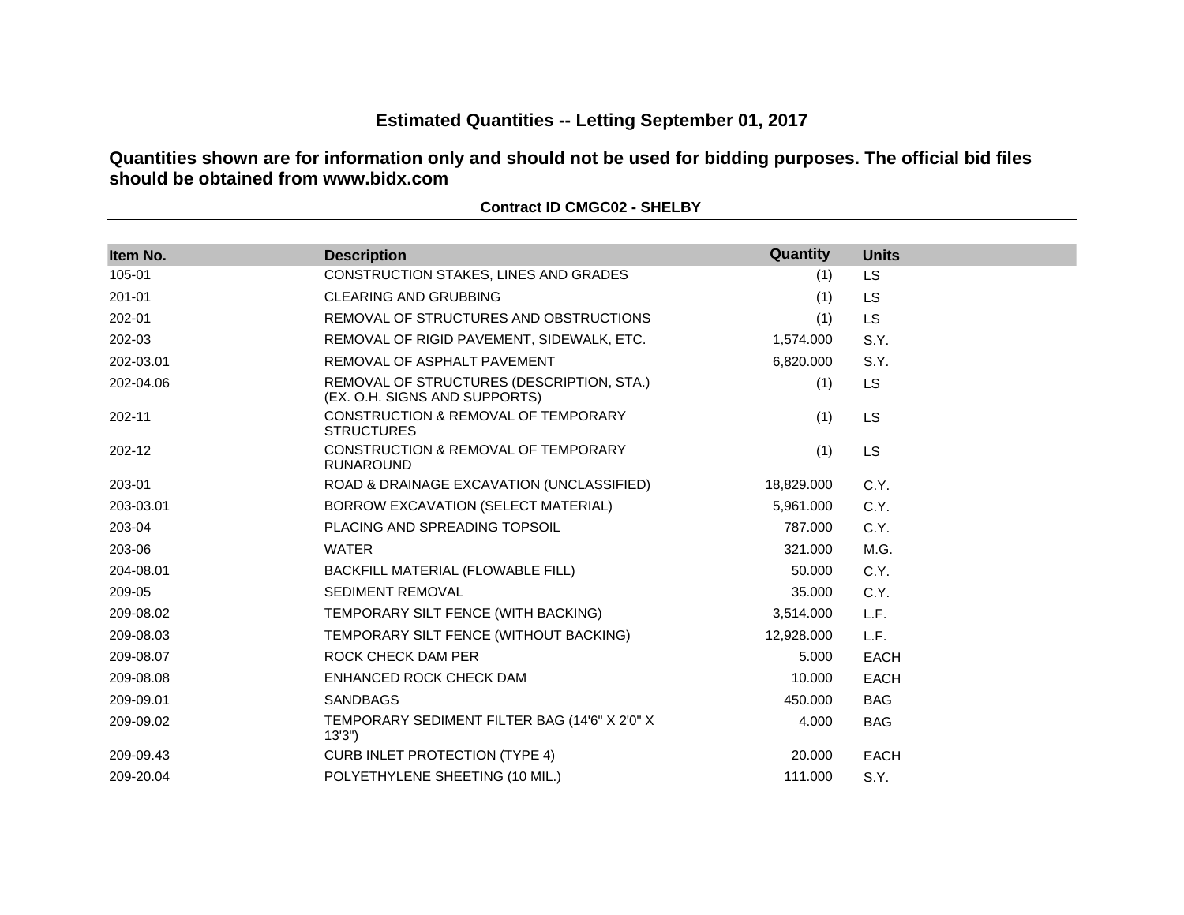# Estimated Quantities -- Letting September 01, 2017

## Quantities shown are for information only and should not be used for bidding purposes. The official bid files should be obtained from www.bidx.com

**Contract ID CMGC02 - SHELBY**

| Item No. | Description | Quantity | Units |
|---|---|---|---|
| 105-01 | CONSTRUCTION STAKES, LINES AND GRADES | (1) | LS |
| 201-01 | CLEARING AND GRUBBING | (1) | LS |
| 202-01 | REMOVAL OF STRUCTURES AND OBSTRUCTIONS | (1) | LS |
| 202-03 | REMOVAL OF RIGID PAVEMENT, SIDEWALK, ETC. | 1,574.000 | S.Y. |
| 202-03.01 | REMOVAL OF ASPHALT PAVEMENT | 6,820.000 | S.Y. |
| 202-04.06 | REMOVAL OF STRUCTURES (DESCRIPTION, STA.) (EX. O.H. SIGNS AND SUPPORTS) | (1) | LS |
| 202-11 | CONSTRUCTION & REMOVAL OF TEMPORARY STRUCTURES | (1) | LS |
| 202-12 | CONSTRUCTION & REMOVAL OF TEMPORARY RUNAROUND | (1) | LS |
| 203-01 | ROAD & DRAINAGE EXCAVATION (UNCLASSIFIED) | 18,829.000 | C.Y. |
| 203-03.01 | BORROW EXCAVATION (SELECT MATERIAL) | 5,961.000 | C.Y. |
| 203-04 | PLACING AND SPREADING TOPSOIL | 787.000 | C.Y. |
| 203-06 | WATER | 321.000 | M.G. |
| 204-08.01 | BACKFILL MATERIAL (FLOWABLE FILL) | 50.000 | C.Y. |
| 209-05 | SEDIMENT REMOVAL | 35.000 | C.Y. |
| 209-08.02 | TEMPORARY SILT FENCE (WITH BACKING) | 3,514.000 | L.F. |
| 209-08.03 | TEMPORARY SILT FENCE (WITHOUT BACKING) | 12,928.000 | L.F. |
| 209-08.07 | ROCK CHECK DAM PER | 5.000 | EACH |
| 209-08.08 | ENHANCED ROCK CHECK DAM | 10.000 | EACH |
| 209-09.01 | SANDBAGS | 450.000 | BAG |
| 209-09.02 | TEMPORARY SEDIMENT FILTER BAG (14'6" X 2'0" X 13'3") | 4.000 | BAG |
| 209-09.43 | CURB INLET PROTECTION (TYPE 4) | 20.000 | EACH |
| 209-20.04 | POLYETHYLENE SHEETING (10 MIL.) | 111.000 | S.Y. |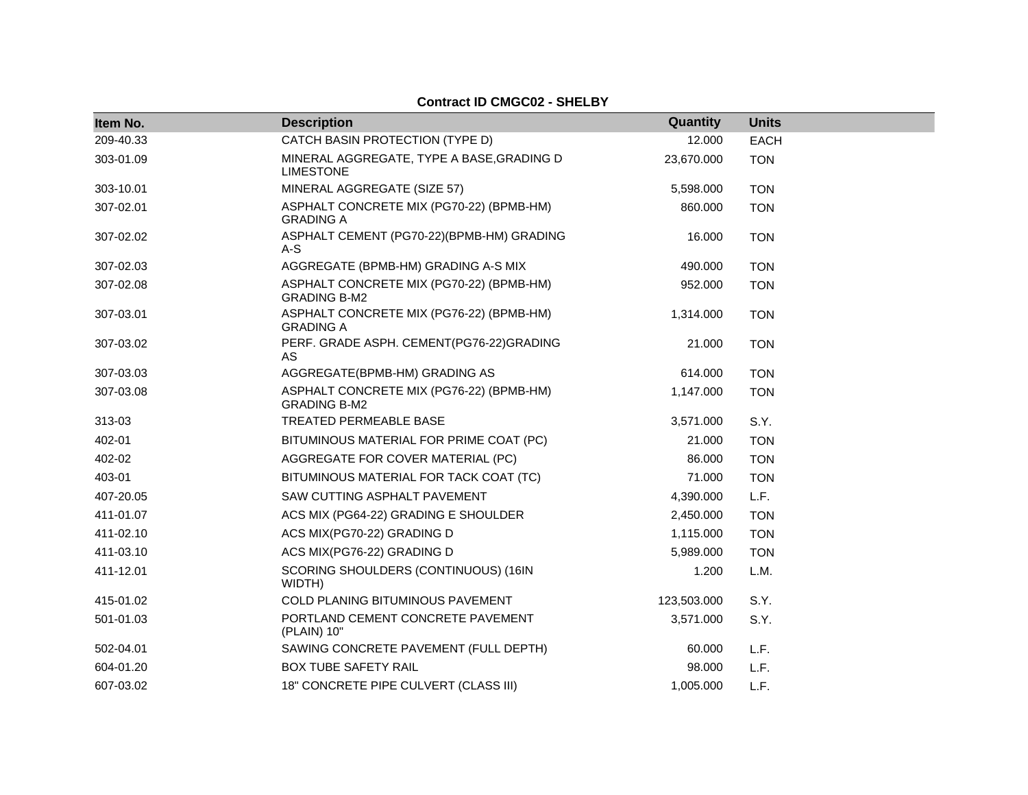**Contract ID CMGC02 - SHELBY**

| Item No. | Description | Quantity | Units |
|---|---|---|---|
| 209-40.33 | CATCH BASIN PROTECTION (TYPE D) | 12.000 | EACH |
| 303-01.09 | MINERAL AGGREGATE, TYPE A BASE,GRADING D LIMESTONE | 23,670.000 | TON |
| 303-10.01 | MINERAL AGGREGATE (SIZE 57) | 5,598.000 | TON |
| 307-02.01 | ASPHALT CONCRETE MIX (PG70-22) (BPMB-HM) GRADING A | 860.000 | TON |
| 307-02.02 | ASPHALT CEMENT (PG70-22)(BPMB-HM) GRADING A-S | 16.000 | TON |
| 307-02.03 | AGGREGATE (BPMB-HM) GRADING A-S MIX | 490.000 | TON |
| 307-02.08 | ASPHALT CONCRETE MIX (PG70-22) (BPMB-HM) GRADING B-M2 | 952.000 | TON |
| 307-03.01 | ASPHALT CONCRETE MIX (PG76-22) (BPMB-HM) GRADING A | 1,314.000 | TON |
| 307-03.02 | PERF. GRADE ASPH. CEMENT(PG76-22)GRADING AS | 21.000 | TON |
| 307-03.03 | AGGREGATE(BPMB-HM) GRADING AS | 614.000 | TON |
| 307-03.08 | ASPHALT CONCRETE MIX (PG76-22) (BPMB-HM) GRADING B-M2 | 1,147.000 | TON |
| 313-03 | TREATED PERMEABLE BASE | 3,571.000 | S.Y. |
| 402-01 | BITUMINOUS MATERIAL FOR PRIME COAT (PC) | 21.000 | TON |
| 402-02 | AGGREGATE FOR COVER MATERIAL (PC) | 86.000 | TON |
| 403-01 | BITUMINOUS MATERIAL FOR TACK COAT (TC) | 71.000 | TON |
| 407-20.05 | SAW CUTTING ASPHALT PAVEMENT | 4,390.000 | L.F. |
| 411-01.07 | ACS MIX (PG64-22) GRADING E SHOULDER | 2,450.000 | TON |
| 411-02.10 | ACS MIX(PG70-22) GRADING D | 1,115.000 | TON |
| 411-03.10 | ACS MIX(PG76-22) GRADING D | 5,989.000 | TON |
| 411-12.01 | SCORING SHOULDERS (CONTINUOUS) (16IN WIDTH) | 1.200 | L.M. |
| 415-01.02 | COLD PLANING BITUMINOUS PAVEMENT | 123,503.000 | S.Y. |
| 501-01.03 | PORTLAND CEMENT CONCRETE PAVEMENT (PLAIN) 10" | 3,571.000 | S.Y. |
| 502-04.01 | SAWING CONCRETE PAVEMENT (FULL DEPTH) | 60.000 | L.F. |
| 604-01.20 | BOX TUBE SAFETY RAIL | 98.000 | L.F. |
| 607-03.02 | 18" CONCRETE PIPE CULVERT (CLASS III) | 1,005.000 | L.F. |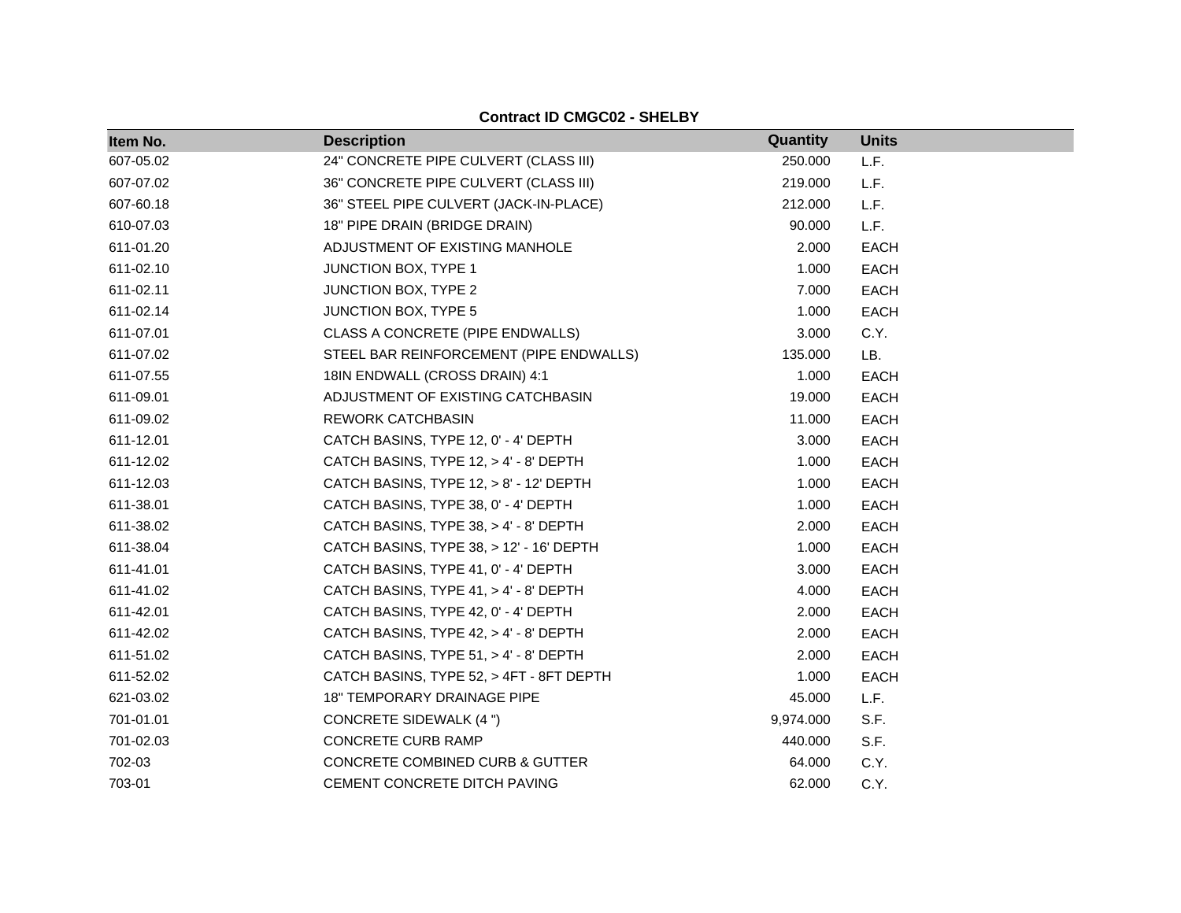**Contract ID CMGC02 - SHELBY**

| Item No. | Description | Quantity | Units |
|---|---|---|---|
| 607-05.02 | 24" CONCRETE PIPE CULVERT (CLASS III) | 250.000 | L.F. |
| 607-07.02 | 36" CONCRETE PIPE CULVERT (CLASS III) | 219.000 | L.F. |
| 607-60.18 | 36" STEEL PIPE CULVERT (JACK-IN-PLACE) | 212.000 | L.F. |
| 610-07.03 | 18" PIPE DRAIN (BRIDGE DRAIN) | 90.000 | L.F. |
| 611-01.20 | ADJUSTMENT OF EXISTING MANHOLE | 2.000 | EACH |
| 611-02.10 | JUNCTION BOX, TYPE 1 | 1.000 | EACH |
| 611-02.11 | JUNCTION BOX, TYPE 2 | 7.000 | EACH |
| 611-02.14 | JUNCTION BOX, TYPE 5 | 1.000 | EACH |
| 611-07.01 | CLASS A CONCRETE (PIPE ENDWALLS) | 3.000 | C.Y. |
| 611-07.02 | STEEL BAR REINFORCEMENT (PIPE ENDWALLS) | 135.000 | LB. |
| 611-07.55 | 18IN ENDWALL (CROSS DRAIN) 4:1 | 1.000 | EACH |
| 611-09.01 | ADJUSTMENT OF EXISTING CATCHBASIN | 19.000 | EACH |
| 611-09.02 | REWORK CATCHBASIN | 11.000 | EACH |
| 611-12.01 | CATCH BASINS, TYPE 12, 0' - 4' DEPTH | 3.000 | EACH |
| 611-12.02 | CATCH BASINS, TYPE 12, > 4' - 8' DEPTH | 1.000 | EACH |
| 611-12.03 | CATCH BASINS, TYPE 12, > 8' - 12' DEPTH | 1.000 | EACH |
| 611-38.01 | CATCH BASINS, TYPE 38, 0' - 4' DEPTH | 1.000 | EACH |
| 611-38.02 | CATCH BASINS, TYPE 38, > 4' - 8' DEPTH | 2.000 | EACH |
| 611-38.04 | CATCH BASINS, TYPE 38, > 12' - 16' DEPTH | 1.000 | EACH |
| 611-41.01 | CATCH BASINS, TYPE 41, 0' - 4' DEPTH | 3.000 | EACH |
| 611-41.02 | CATCH BASINS, TYPE 41, > 4' - 8' DEPTH | 4.000 | EACH |
| 611-42.01 | CATCH BASINS, TYPE 42, 0' - 4' DEPTH | 2.000 | EACH |
| 611-42.02 | CATCH BASINS, TYPE 42, > 4' - 8' DEPTH | 2.000 | EACH |
| 611-51.02 | CATCH BASINS, TYPE 51, > 4' - 8' DEPTH | 2.000 | EACH |
| 611-52.02 | CATCH BASINS, TYPE 52, > 4FT - 8FT DEPTH | 1.000 | EACH |
| 621-03.02 | 18" TEMPORARY DRAINAGE PIPE | 45.000 | L.F. |
| 701-01.01 | CONCRETE SIDEWALK (4 ") | 9,974.000 | S.F. |
| 701-02.03 | CONCRETE CURB RAMP | 440.000 | S.F. |
| 702-03 | CONCRETE COMBINED CURB & GUTTER | 64.000 | C.Y. |
| 703-01 | CEMENT CONCRETE DITCH PAVING | 62.000 | C.Y. |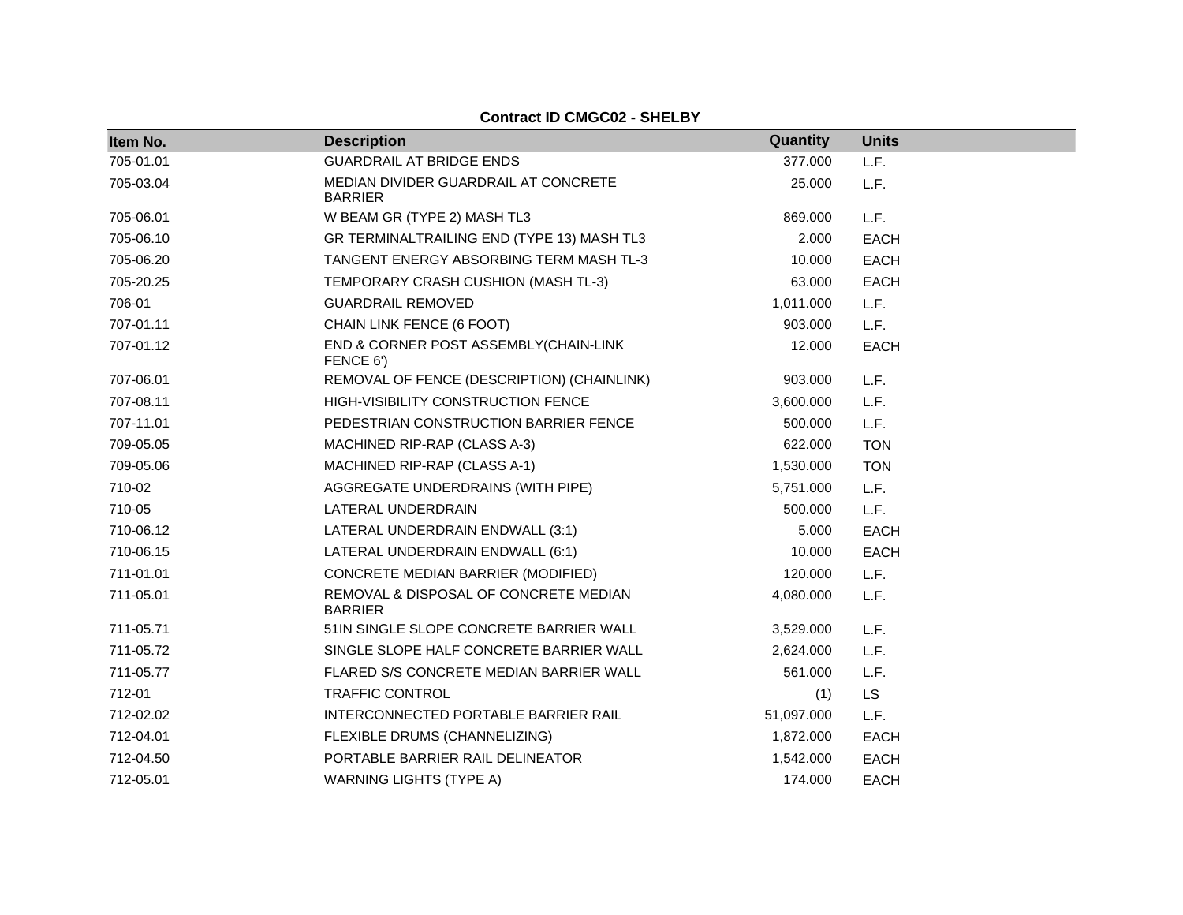**Contract ID CMGC02 - SHELBY**

| Item No. | Description | Quantity | Units |
|---|---|---|---|
| 705-01.01 | GUARDRAIL AT BRIDGE ENDS | 377.000 | L.F. |
| 705-03.04 | MEDIAN DIVIDER GUARDRAIL AT CONCRETE BARRIER | 25.000 | L.F. |
| 705-06.01 | W BEAM GR (TYPE 2) MASH TL3 | 869.000 | L.F. |
| 705-06.10 | GR TERMINALTRAILING END (TYPE 13) MASH TL3 | 2.000 | EACH |
| 705-06.20 | TANGENT ENERGY ABSORBING TERM MASH TL-3 | 10.000 | EACH |
| 705-20.25 | TEMPORARY CRASH CUSHION (MASH TL-3) | 63.000 | EACH |
| 706-01 | GUARDRAIL REMOVED | 1,011.000 | L.F. |
| 707-01.11 | CHAIN LINK FENCE (6 FOOT) | 903.000 | L.F. |
| 707-01.12 | END & CORNER POST ASSEMBLY(CHAIN-LINK FENCE 6') | 12.000 | EACH |
| 707-06.01 | REMOVAL OF FENCE (DESCRIPTION) (CHAINLINK) | 903.000 | L.F. |
| 707-08.11 | HIGH-VISIBILITY CONSTRUCTION FENCE | 3,600.000 | L.F. |
| 707-11.01 | PEDESTRIAN CONSTRUCTION BARRIER FENCE | 500.000 | L.F. |
| 709-05.05 | MACHINED RIP-RAP (CLASS A-3) | 622.000 | TON |
| 709-05.06 | MACHINED RIP-RAP (CLASS A-1) | 1,530.000 | TON |
| 710-02 | AGGREGATE UNDERDRAINS (WITH PIPE) | 5,751.000 | L.F. |
| 710-05 | LATERAL UNDERDRAIN | 500.000 | L.F. |
| 710-06.12 | LATERAL UNDERDRAIN ENDWALL (3:1) | 5.000 | EACH |
| 710-06.15 | LATERAL UNDERDRAIN ENDWALL (6:1) | 10.000 | EACH |
| 711-01.01 | CONCRETE MEDIAN BARRIER (MODIFIED) | 120.000 | L.F. |
| 711-05.01 | REMOVAL & DISPOSAL OF CONCRETE MEDIAN BARRIER | 4,080.000 | L.F. |
| 711-05.71 | 51IN SINGLE SLOPE CONCRETE BARRIER WALL | 3,529.000 | L.F. |
| 711-05.72 | SINGLE SLOPE HALF CONCRETE BARRIER WALL | 2,624.000 | L.F. |
| 711-05.77 | FLARED S/S CONCRETE MEDIAN BARRIER WALL | 561.000 | L.F. |
| 712-01 | TRAFFIC CONTROL | (1) | LS |
| 712-02.02 | INTERCONNECTED PORTABLE BARRIER RAIL | 51,097.000 | L.F. |
| 712-04.01 | FLEXIBLE DRUMS (CHANNELIZING) | 1,872.000 | EACH |
| 712-04.50 | PORTABLE BARRIER RAIL DELINEATOR | 1,542.000 | EACH |
| 712-05.01 | WARNING LIGHTS (TYPE A) | 174.000 | EACH |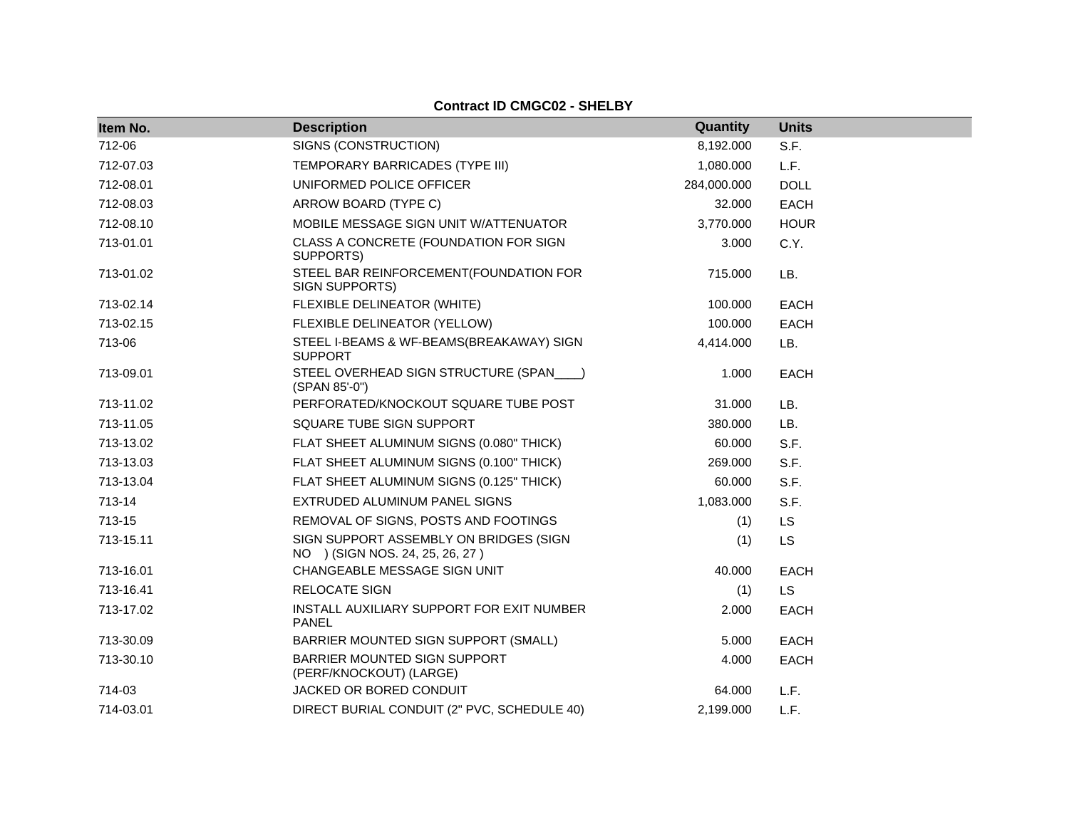**Contract ID CMGC02 - SHELBY**

| Item No. | Description | Quantity | Units |
|---|---|---|---|
| 712-06 | SIGNS (CONSTRUCTION) | 8,192.000 | S.F. |
| 712-07.03 | TEMPORARY BARRICADES (TYPE III) | 1,080.000 | L.F. |
| 712-08.01 | UNIFORMED POLICE OFFICER | 284,000.000 | DOLL |
| 712-08.03 | ARROW BOARD (TYPE C) | 32.000 | EACH |
| 712-08.10 | MOBILE MESSAGE SIGN UNIT W/ATTENUATOR | 3,770.000 | HOUR |
| 713-01.01 | CLASS A CONCRETE (FOUNDATION FOR SIGN SUPPORTS) | 3.000 | C.Y. |
| 713-01.02 | STEEL BAR REINFORCEMENT(FOUNDATION FOR SIGN SUPPORTS) | 715.000 | LB. |
| 713-02.14 | FLEXIBLE DELINEATOR (WHITE) | 100.000 | EACH |
| 713-02.15 | FLEXIBLE DELINEATOR (YELLOW) | 100.000 | EACH |
| 713-06 | STEEL I-BEAMS & WF-BEAMS(BREAKAWAY) SIGN SUPPORT | 4,414.000 | LB. |
| 713-09.01 | STEEL OVERHEAD SIGN STRUCTURE (SPAN____) (SPAN 85'-0") | 1.000 | EACH |
| 713-11.02 | PERFORATED/KNOCKOUT SQUARE TUBE POST | 31.000 | LB. |
| 713-11.05 | SQUARE TUBE SIGN SUPPORT | 380.000 | LB. |
| 713-13.02 | FLAT SHEET ALUMINUM SIGNS (0.080" THICK) | 60.000 | S.F. |
| 713-13.03 | FLAT SHEET ALUMINUM SIGNS (0.100" THICK) | 269.000 | S.F. |
| 713-13.04 | FLAT SHEET ALUMINUM SIGNS (0.125" THICK) | 60.000 | S.F. |
| 713-14 | EXTRUDED ALUMINUM PANEL SIGNS | 1,083.000 | S.F. |
| 713-15 | REMOVAL OF SIGNS, POSTS AND FOOTINGS | (1) | LS |
| 713-15.11 | SIGN SUPPORT ASSEMBLY ON BRIDGES (SIGN NO ) (SIGN NOS. 24, 25, 26, 27 ) | (1) | LS |
| 713-16.01 | CHANGEABLE MESSAGE SIGN UNIT | 40.000 | EACH |
| 713-16.41 | RELOCATE SIGN | (1) | LS |
| 713-17.02 | INSTALL AUXILIARY SUPPORT FOR EXIT NUMBER PANEL | 2.000 | EACH |
| 713-30.09 | BARRIER MOUNTED SIGN SUPPORT (SMALL) | 5.000 | EACH |
| 713-30.10 | BARRIER MOUNTED SIGN SUPPORT (PERF/KNOCKOUT) (LARGE) | 4.000 | EACH |
| 714-03 | JACKED OR BORED CONDUIT | 64.000 | L.F. |
| 714-03.01 | DIRECT BURIAL CONDUIT (2" PVC, SCHEDULE 40) | 2,199.000 | L.F. |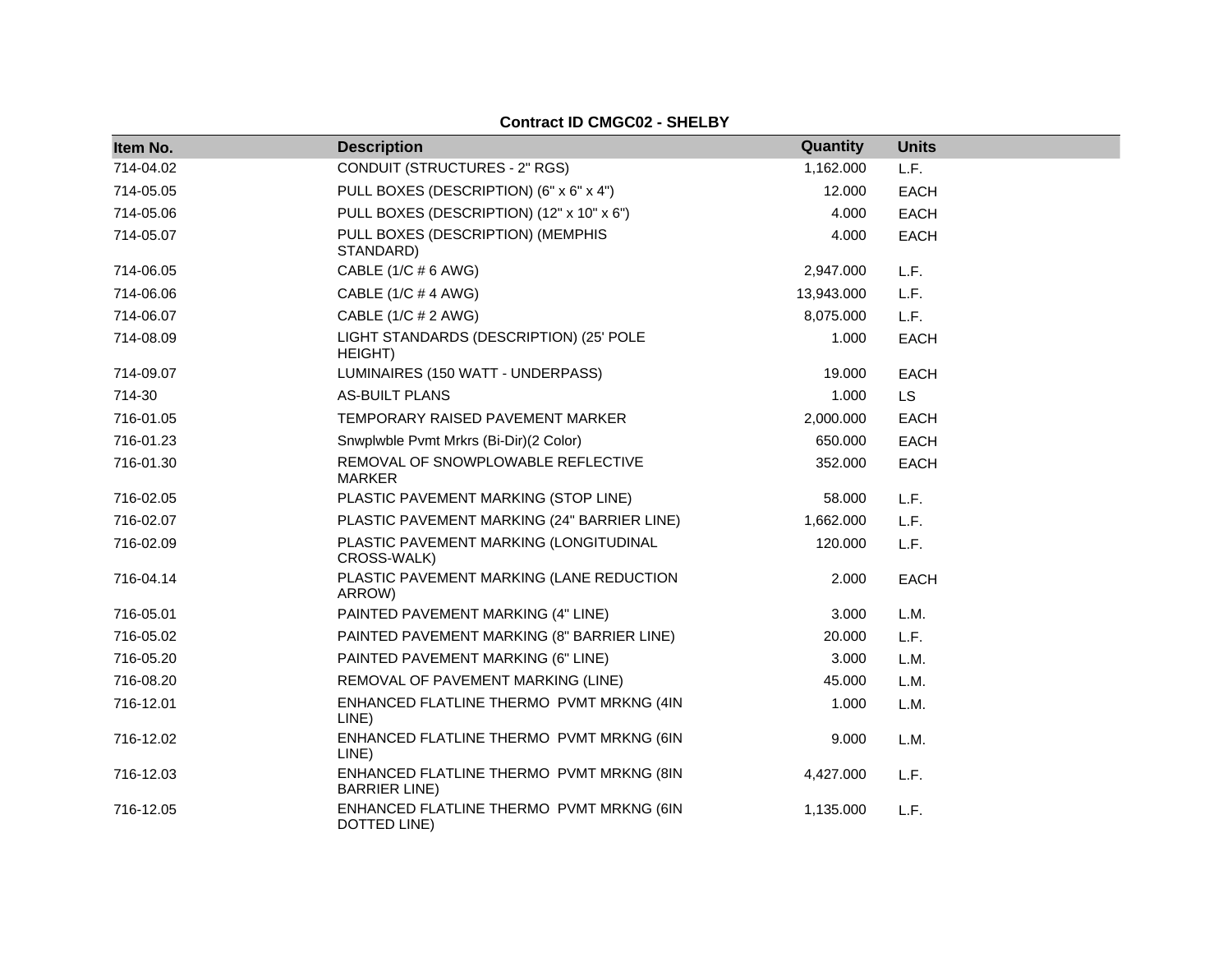**Contract ID CMGC02 - SHELBY**

| Item No. | Description | Quantity | Units |
|---|---|---|---|
| 714-04.02 | CONDUIT (STRUCTURES - 2" RGS) | 1,162.000 | L.F. |
| 714-05.05 | PULL BOXES (DESCRIPTION) (6" x 6" x 4") | 12.000 | EACH |
| 714-05.06 | PULL BOXES (DESCRIPTION) (12" x 10" x 6") | 4.000 | EACH |
| 714-05.07 | PULL BOXES (DESCRIPTION) (MEMPHIS STANDARD) | 4.000 | EACH |
| 714-06.05 | CABLE (1/C # 6 AWG) | 2,947.000 | L.F. |
| 714-06.06 | CABLE (1/C # 4 AWG) | 13,943.000 | L.F. |
| 714-06.07 | CABLE (1/C # 2 AWG) | 8,075.000 | L.F. |
| 714-08.09 | LIGHT STANDARDS (DESCRIPTION) (25' POLE HEIGHT) | 1.000 | EACH |
| 714-09.07 | LUMINAIRES (150 WATT - UNDERPASS) | 19.000 | EACH |
| 714-30 | AS-BUILT PLANS | 1.000 | LS |
| 716-01.05 | TEMPORARY RAISED PAVEMENT MARKER | 2,000.000 | EACH |
| 716-01.23 | Snwplwble Pvmt Mrkrs (Bi-Dir)(2 Color) | 650.000 | EACH |
| 716-01.30 | REMOVAL OF SNOWPLOWABLE REFLECTIVE MARKER | 352.000 | EACH |
| 716-02.05 | PLASTIC PAVEMENT MARKING (STOP LINE) | 58.000 | L.F. |
| 716-02.07 | PLASTIC PAVEMENT MARKING (24" BARRIER LINE) | 1,662.000 | L.F. |
| 716-02.09 | PLASTIC PAVEMENT MARKING (LONGITUDINAL CROSS-WALK) | 120.000 | L.F. |
| 716-04.14 | PLASTIC PAVEMENT MARKING (LANE REDUCTION ARROW) | 2.000 | EACH |
| 716-05.01 | PAINTED PAVEMENT MARKING (4" LINE) | 3.000 | L.M. |
| 716-05.02 | PAINTED PAVEMENT MARKING (8" BARRIER LINE) | 20.000 | L.F. |
| 716-05.20 | PAINTED PAVEMENT MARKING (6" LINE) | 3.000 | L.M. |
| 716-08.20 | REMOVAL OF PAVEMENT MARKING (LINE) | 45.000 | L.M. |
| 716-12.01 | ENHANCED FLATLINE THERMO PVMT MRKNG (4IN LINE) | 1.000 | L.M. |
| 716-12.02 | ENHANCED FLATLINE THERMO PVMT MRKNG (6IN LINE) | 9.000 | L.M. |
| 716-12.03 | ENHANCED FLATLINE THERMO PVMT MRKNG (8IN BARRIER LINE) | 4,427.000 | L.F. |
| 716-12.05 | ENHANCED FLATLINE THERMO PVMT MRKNG (6IN DOTTED LINE) | 1,135.000 | L.F. |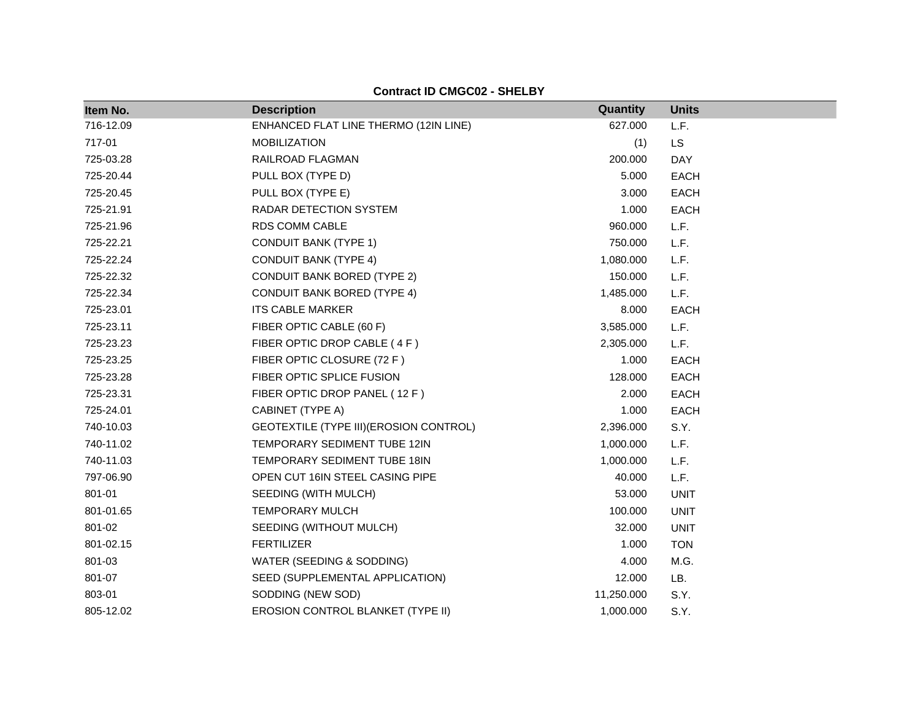**Contract ID CMGC02 - SHELBY**

| Item No. | Description | Quantity | Units |
|---|---|---|---|
| 716-12.09 | ENHANCED FLAT LINE THERMO (12IN LINE) | 627.000 | L.F. |
| 717-01 | MOBILIZATION | (1) | LS |
| 725-03.28 | RAILROAD FLAGMAN | 200.000 | DAY |
| 725-20.44 | PULL BOX (TYPE D) | 5.000 | EACH |
| 725-20.45 | PULL BOX (TYPE E) | 3.000 | EACH |
| 725-21.91 | RADAR DETECTION SYSTEM | 1.000 | EACH |
| 725-21.96 | RDS COMM CABLE | 960.000 | L.F. |
| 725-22.21 | CONDUIT BANK (TYPE 1) | 750.000 | L.F. |
| 725-22.24 | CONDUIT BANK (TYPE 4) | 1,080.000 | L.F. |
| 725-22.32 | CONDUIT BANK BORED (TYPE 2) | 150.000 | L.F. |
| 725-22.34 | CONDUIT BANK BORED (TYPE 4) | 1,485.000 | L.F. |
| 725-23.01 | ITS CABLE MARKER | 8.000 | EACH |
| 725-23.11 | FIBER OPTIC CABLE (60 F) | 3,585.000 | L.F. |
| 725-23.23 | FIBER OPTIC DROP CABLE ( 4 F ) | 2,305.000 | L.F. |
| 725-23.25 | FIBER OPTIC CLOSURE (72 F ) | 1.000 | EACH |
| 725-23.28 | FIBER OPTIC SPLICE FUSION | 128.000 | EACH |
| 725-23.31 | FIBER OPTIC DROP PANEL ( 12 F ) | 2.000 | EACH |
| 725-24.01 | CABINET (TYPE A) | 1.000 | EACH |
| 740-10.03 | GEOTEXTILE (TYPE III)(EROSION CONTROL) | 2,396.000 | S.Y. |
| 740-11.02 | TEMPORARY SEDIMENT TUBE 12IN | 1,000.000 | L.F. |
| 740-11.03 | TEMPORARY SEDIMENT TUBE 18IN | 1,000.000 | L.F. |
| 797-06.90 | OPEN CUT 16IN STEEL CASING PIPE | 40.000 | L.F. |
| 801-01 | SEEDING (WITH MULCH) | 53.000 | UNIT |
| 801-01.65 | TEMPORARY MULCH | 100.000 | UNIT |
| 801-02 | SEEDING (WITHOUT MULCH) | 32.000 | UNIT |
| 801-02.15 | FERTILIZER | 1.000 | TON |
| 801-03 | WATER (SEEDING & SODDING) | 4.000 | M.G. |
| 801-07 | SEED (SUPPLEMENTAL APPLICATION) | 12.000 | LB. |
| 803-01 | SODDING (NEW SOD) | 11,250.000 | S.Y. |
| 805-12.02 | EROSION CONTROL BLANKET (TYPE II) | 1,000.000 | S.Y. |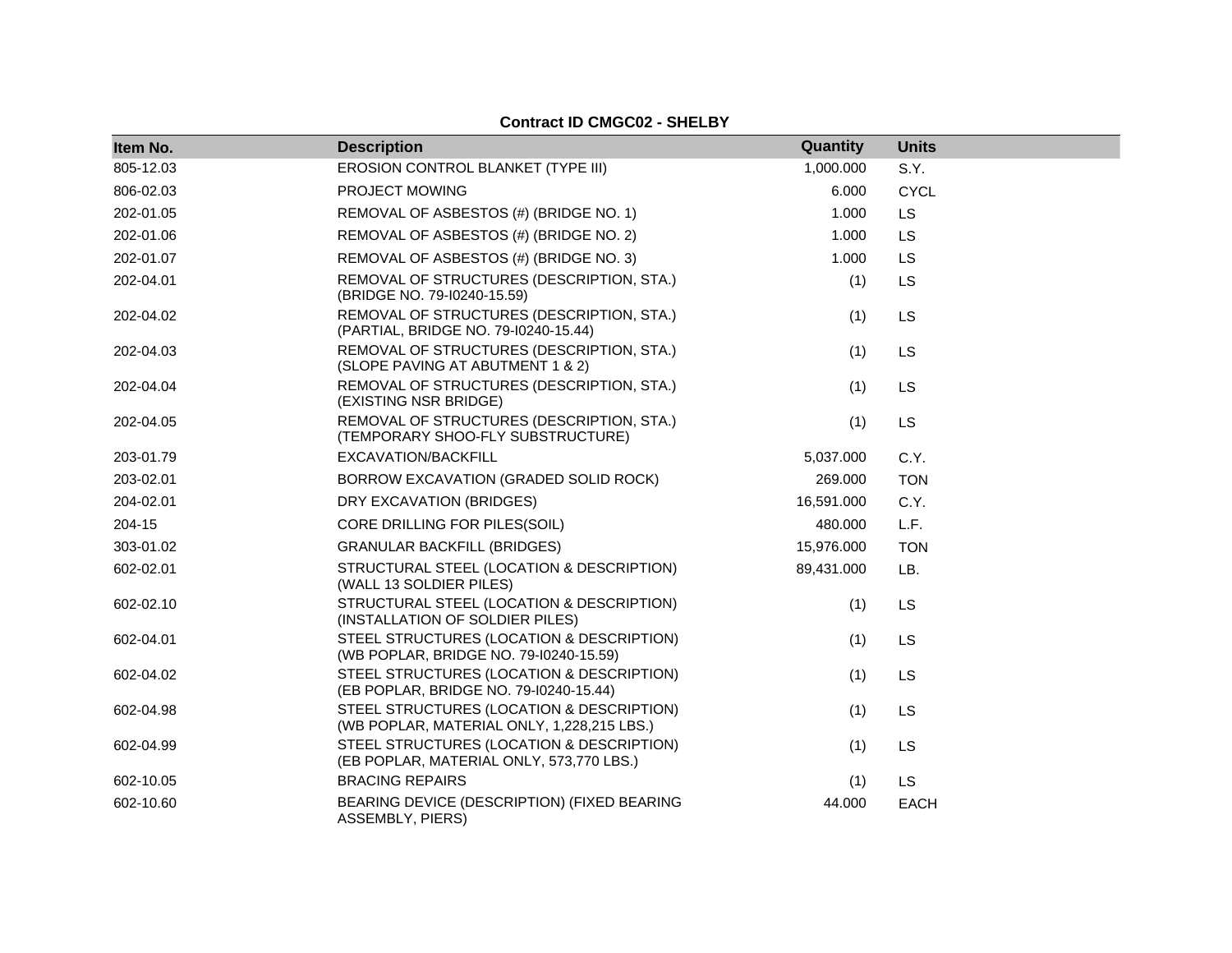**Contract ID CMGC02 - SHELBY**

| Item No. | Description | Quantity | Units |
|---|---|---|---|
| 805-12.03 | EROSION CONTROL BLANKET (TYPE III) | 1,000.000 | S.Y. |
| 806-02.03 | PROJECT MOWING | 6.000 | CYCL |
| 202-01.05 | REMOVAL OF ASBESTOS (#) (BRIDGE NO. 1) | 1.000 | LS |
| 202-01.06 | REMOVAL OF ASBESTOS (#) (BRIDGE NO. 2) | 1.000 | LS |
| 202-01.07 | REMOVAL OF ASBESTOS (#) (BRIDGE NO. 3) | 1.000 | LS |
| 202-04.01 | REMOVAL OF STRUCTURES (DESCRIPTION, STA.) (BRIDGE NO. 79-I0240-15.59) | (1) | LS |
| 202-04.02 | REMOVAL OF STRUCTURES (DESCRIPTION, STA.) (PARTIAL, BRIDGE NO. 79-I0240-15.44) | (1) | LS |
| 202-04.03 | REMOVAL OF STRUCTURES (DESCRIPTION, STA.) (SLOPE PAVING AT ABUTMENT 1 & 2) | (1) | LS |
| 202-04.04 | REMOVAL OF STRUCTURES (DESCRIPTION, STA.) (EXISTING NSR BRIDGE) | (1) | LS |
| 202-04.05 | REMOVAL OF STRUCTURES (DESCRIPTION, STA.) (TEMPORARY SHOO-FLY SUBSTRUCTURE) | (1) | LS |
| 203-01.79 | EXCAVATION/BACKFILL | 5,037.000 | C.Y. |
| 203-02.01 | BORROW EXCAVATION (GRADED SOLID ROCK) | 269.000 | TON |
| 204-02.01 | DRY EXCAVATION (BRIDGES) | 16,591.000 | C.Y. |
| 204-15 | CORE DRILLING FOR PILES(SOIL) | 480.000 | L.F. |
| 303-01.02 | GRANULAR BACKFILL (BRIDGES) | 15,976.000 | TON |
| 602-02.01 | STRUCTURAL STEEL (LOCATION & DESCRIPTION) (WALL 13 SOLDIER PILES) | 89,431.000 | LB. |
| 602-02.10 | STRUCTURAL STEEL (LOCATION & DESCRIPTION) (INSTALLATION OF SOLDIER PILES) | (1) | LS |
| 602-04.01 | STEEL STRUCTURES (LOCATION & DESCRIPTION) (WB POPLAR, BRIDGE NO. 79-I0240-15.59) | (1) | LS |
| 602-04.02 | STEEL STRUCTURES (LOCATION & DESCRIPTION) (EB POPLAR, BRIDGE NO. 79-I0240-15.44) | (1) | LS |
| 602-04.98 | STEEL STRUCTURES (LOCATION & DESCRIPTION) (WB POPLAR, MATERIAL ONLY, 1,228,215 LBS.) | (1) | LS |
| 602-04.99 | STEEL STRUCTURES (LOCATION & DESCRIPTION) (EB POPLAR, MATERIAL ONLY, 573,770 LBS.) | (1) | LS |
| 602-10.05 | BRACING REPAIRS | (1) | LS |
| 602-10.60 | BEARING DEVICE (DESCRIPTION) (FIXED BEARING ASSEMBLY, PIERS) | 44.000 | EACH |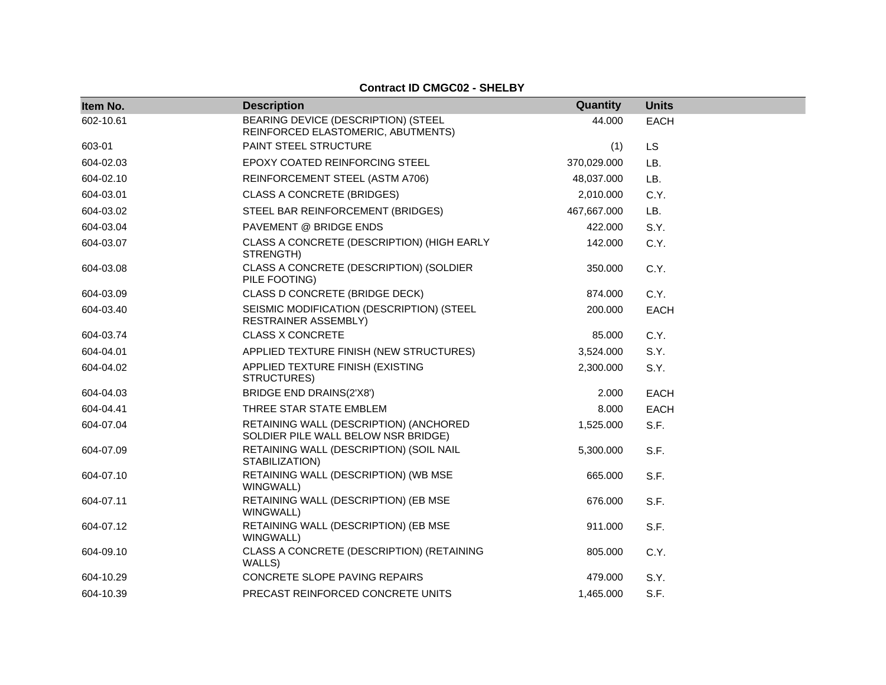**Contract ID CMGC02 - SHELBY**

| Item No. | Description | Quantity | Units |
|---|---|---|---|
| 602-10.61 | BEARING DEVICE (DESCRIPTION) (STEEL REINFORCED ELASTOMERIC, ABUTMENTS) | 44.000 | EACH |
| 603-01 | PAINT STEEL STRUCTURE | (1) | LS |
| 604-02.03 | EPOXY COATED REINFORCING STEEL | 370,029.000 | LB. |
| 604-02.10 | REINFORCEMENT STEEL (ASTM A706) | 48,037.000 | LB. |
| 604-03.01 | CLASS A CONCRETE (BRIDGES) | 2,010.000 | C.Y. |
| 604-03.02 | STEEL BAR REINFORCEMENT (BRIDGES) | 467,667.000 | LB. |
| 604-03.04 | PAVEMENT @ BRIDGE ENDS | 422.000 | S.Y. |
| 604-03.07 | CLASS A CONCRETE (DESCRIPTION) (HIGH EARLY STRENGTH) | 142.000 | C.Y. |
| 604-03.08 | CLASS A CONCRETE (DESCRIPTION) (SOLDIER PILE FOOTING) | 350.000 | C.Y. |
| 604-03.09 | CLASS D CONCRETE (BRIDGE DECK) | 874.000 | C.Y. |
| 604-03.40 | SEISMIC MODIFICATION (DESCRIPTION) (STEEL RESTRAINER ASSEMBLY) | 200.000 | EACH |
| 604-03.74 | CLASS X CONCRETE | 85.000 | C.Y. |
| 604-04.01 | APPLIED TEXTURE FINISH (NEW STRUCTURES) | 3,524.000 | S.Y. |
| 604-04.02 | APPLIED TEXTURE FINISH (EXISTING STRUCTURES) | 2,300.000 | S.Y. |
| 604-04.03 | BRIDGE END DRAINS(2'X8') | 2.000 | EACH |
| 604-04.41 | THREE STAR STATE EMBLEM | 8.000 | EACH |
| 604-07.04 | RETAINING WALL (DESCRIPTION) (ANCHORED SOLDIER PILE WALL BELOW NSR BRIDGE) | 1,525.000 | S.F. |
| 604-07.09 | RETAINING WALL (DESCRIPTION) (SOIL NAIL STABILIZATION) | 5,300.000 | S.F. |
| 604-07.10 | RETAINING WALL (DESCRIPTION) (WB MSE WINGWALL) | 665.000 | S.F. |
| 604-07.11 | RETAINING WALL (DESCRIPTION) (EB MSE WINGWALL) | 676.000 | S.F. |
| 604-07.12 | RETAINING WALL (DESCRIPTION) (EB MSE WINGWALL) | 911.000 | S.F. |
| 604-09.10 | CLASS A CONCRETE (DESCRIPTION) (RETAINING WALLS) | 805.000 | C.Y. |
| 604-10.29 | CONCRETE SLOPE PAVING REPAIRS | 479.000 | S.Y. |
| 604-10.39 | PRECAST REINFORCED CONCRETE UNITS | 1,465.000 | S.F. |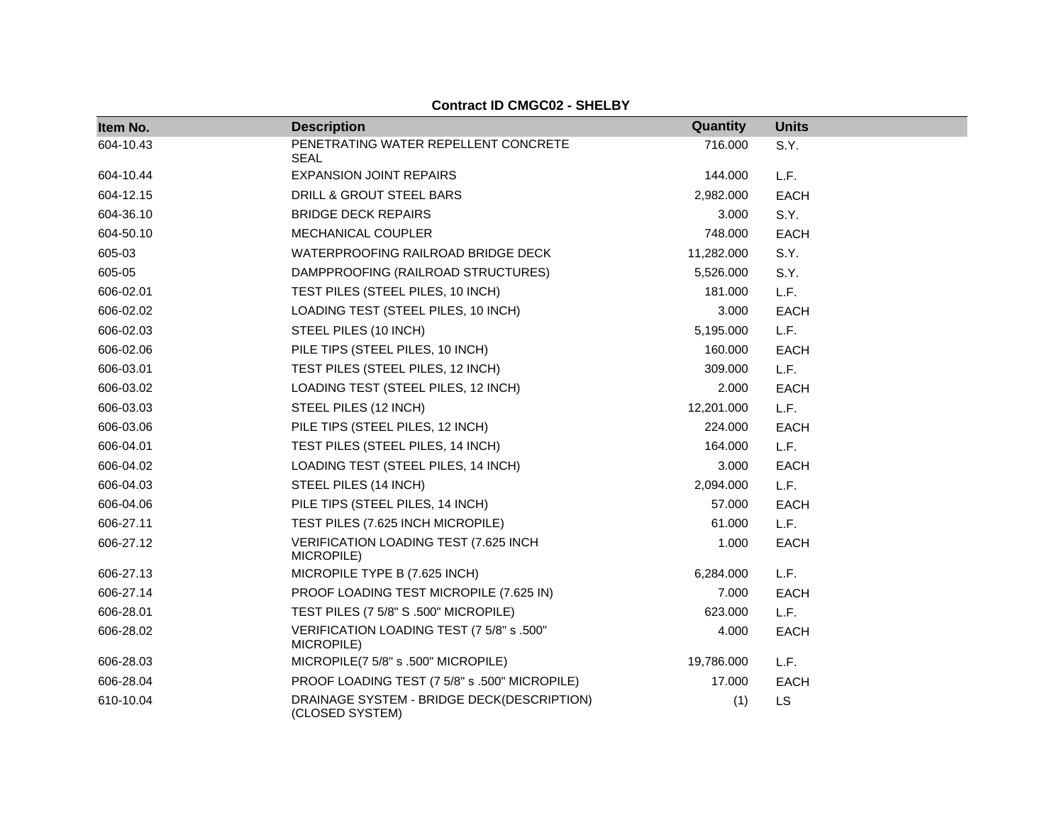**Contract ID CMGC02 - SHELBY**

| Item No. | Description | Quantity | Units |
|---|---|---|---|
| 604-10.43 | PENETRATING WATER REPELLENT CONCRETE SEAL | 716.000 | S.Y. |
| 604-10.44 | EXPANSION JOINT REPAIRS | 144.000 | L.F. |
| 604-12.15 | DRILL & GROUT STEEL BARS | 2,982.000 | EACH |
| 604-36.10 | BRIDGE DECK REPAIRS | 3.000 | S.Y. |
| 604-50.10 | MECHANICAL COUPLER | 748.000 | EACH |
| 605-03 | WATERPROOFING RAILROAD BRIDGE DECK | 11,282.000 | S.Y. |
| 605-05 | DAMPPROOFING (RAILROAD STRUCTURES) | 5,526.000 | S.Y. |
| 606-02.01 | TEST PILES (STEEL PILES, 10 INCH) | 181.000 | L.F. |
| 606-02.02 | LOADING TEST (STEEL PILES, 10 INCH) | 3.000 | EACH |
| 606-02.03 | STEEL PILES (10 INCH) | 5,195.000 | L.F. |
| 606-02.06 | PILE TIPS (STEEL PILES, 10 INCH) | 160.000 | EACH |
| 606-03.01 | TEST PILES (STEEL PILES, 12 INCH) | 309.000 | L.F. |
| 606-03.02 | LOADING TEST (STEEL PILES, 12 INCH) | 2.000 | EACH |
| 606-03.03 | STEEL PILES (12 INCH) | 12,201.000 | L.F. |
| 606-03.06 | PILE TIPS (STEEL PILES, 12 INCH) | 224.000 | EACH |
| 606-04.01 | TEST PILES (STEEL PILES, 14 INCH) | 164.000 | L.F. |
| 606-04.02 | LOADING TEST (STEEL PILES, 14 INCH) | 3.000 | EACH |
| 606-04.03 | STEEL PILES (14 INCH) | 2,094.000 | L.F. |
| 606-04.06 | PILE TIPS (STEEL PILES, 14 INCH) | 57.000 | EACH |
| 606-27.11 | TEST PILES (7.625 INCH MICROPILE) | 61.000 | L.F. |
| 606-27.12 | VERIFICATION LOADING TEST (7.625 INCH MICROPILE) | 1.000 | EACH |
| 606-27.13 | MICROPILE TYPE B (7.625 INCH) | 6,284.000 | L.F. |
| 606-27.14 | PROOF LOADING TEST MICROPILE (7.625 IN) | 7.000 | EACH |
| 606-28.01 | TEST PILES (7 5/8" S .500" MICROPILE) | 623.000 | L.F. |
| 606-28.02 | VERIFICATION LOADING TEST (7 5/8" s .500" MICROPILE) | 4.000 | EACH |
| 606-28.03 | MICROPILE(7 5/8" s .500" MICROPILE) | 19,786.000 | L.F. |
| 606-28.04 | PROOF LOADING TEST (7 5/8" s .500" MICROPILE) | 17.000 | EACH |
| 610-10.04 | DRAINAGE SYSTEM - BRIDGE DECK(DESCRIPTION) (CLOSED SYSTEM) | (1) | LS |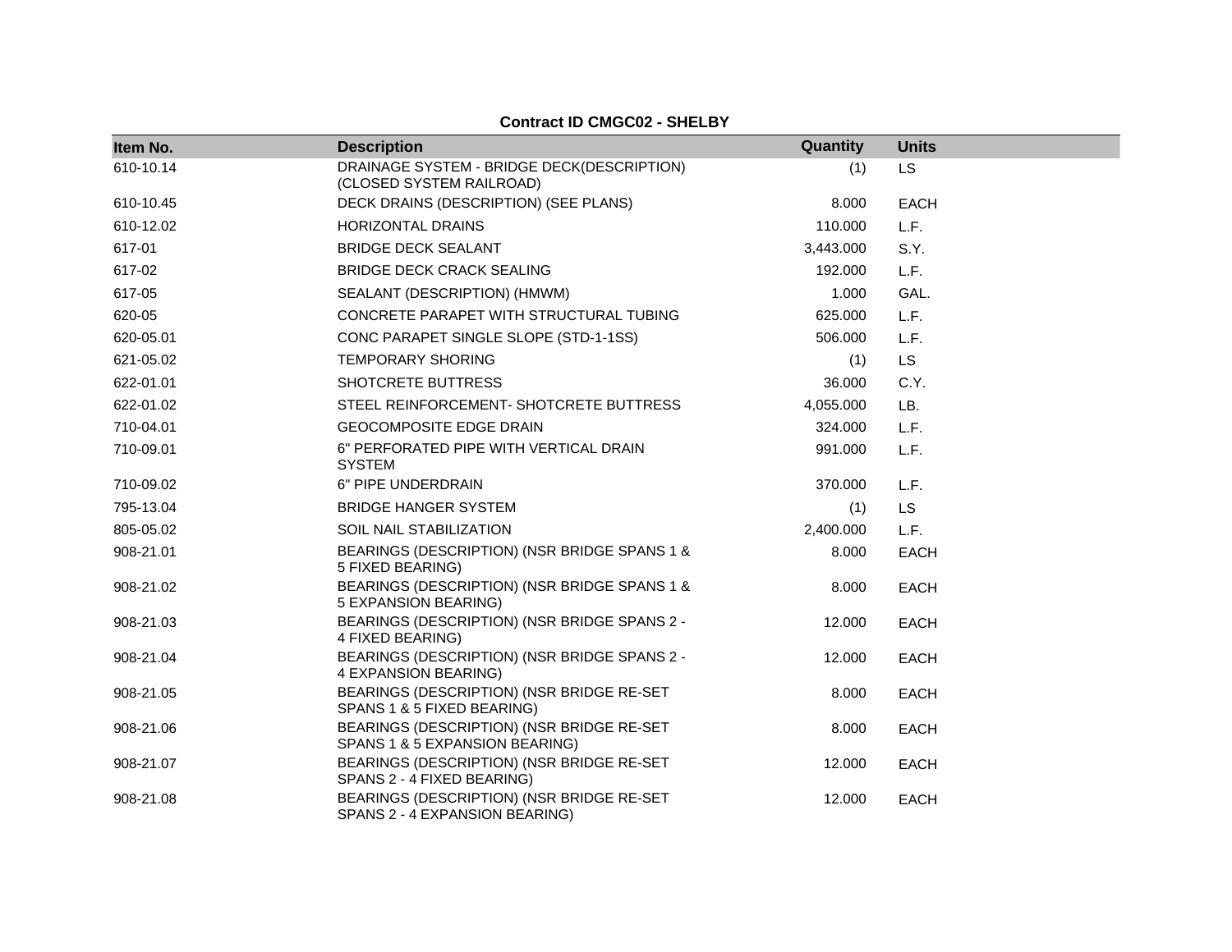**Contract ID CMGC02 - SHELBY**

| Item No. | Description | Quantity | Units |
|---|---|---|---|
| 610-10.14 | DRAINAGE SYSTEM - BRIDGE DECK(DESCRIPTION) (CLOSED SYSTEM RAILROAD) | (1) | LS |
| 610-10.45 | DECK DRAINS (DESCRIPTION) (SEE PLANS) | 8.000 | EACH |
| 610-12.02 | HORIZONTAL DRAINS | 110.000 | L.F. |
| 617-01 | BRIDGE DECK SEALANT | 3,443.000 | S.Y. |
| 617-02 | BRIDGE DECK CRACK SEALING | 192.000 | L.F. |
| 617-05 | SEALANT (DESCRIPTION) (HMWM) | 1.000 | GAL. |
| 620-05 | CONCRETE PARAPET WITH STRUCTURAL TUBING | 625.000 | L.F. |
| 620-05.01 | CONC PARAPET SINGLE SLOPE (STD-1-1SS) | 506.000 | L.F. |
| 621-05.02 | TEMPORARY SHORING | (1) | LS |
| 622-01.01 | SHOTCRETE BUTTRESS | 36.000 | C.Y. |
| 622-01.02 | STEEL REINFORCEMENT- SHOTCRETE BUTTRESS | 4,055.000 | LB. |
| 710-04.01 | GEOCOMPOSITE EDGE DRAIN | 324.000 | L.F. |
| 710-09.01 | 6" PERFORATED PIPE WITH VERTICAL DRAIN SYSTEM | 991.000 | L.F. |
| 710-09.02 | 6" PIPE UNDERDRAIN | 370.000 | L.F. |
| 795-13.04 | BRIDGE HANGER SYSTEM | (1) | LS |
| 805-05.02 | SOIL NAIL STABILIZATION | 2,400.000 | L.F. |
| 908-21.01 | BEARINGS (DESCRIPTION) (NSR BRIDGE SPANS 1 & 5 FIXED BEARING) | 8.000 | EACH |
| 908-21.02 | BEARINGS (DESCRIPTION) (NSR BRIDGE SPANS 1 & 5 EXPANSION BEARING) | 8.000 | EACH |
| 908-21.03 | BEARINGS (DESCRIPTION) (NSR BRIDGE SPANS 2 - 4 FIXED BEARING) | 12.000 | EACH |
| 908-21.04 | BEARINGS (DESCRIPTION) (NSR BRIDGE SPANS 2 - 4 EXPANSION BEARING) | 12.000 | EACH |
| 908-21.05 | BEARINGS (DESCRIPTION) (NSR BRIDGE RE-SET SPANS 1 & 5 FIXED BEARING) | 8.000 | EACH |
| 908-21.06 | BEARINGS (DESCRIPTION) (NSR BRIDGE RE-SET SPANS 1 & 5 EXPANSION BEARING) | 8.000 | EACH |
| 908-21.07 | BEARINGS (DESCRIPTION) (NSR BRIDGE RE-SET SPANS 2 - 4 FIXED BEARING) | 12.000 | EACH |
| 908-21.08 | BEARINGS (DESCRIPTION) (NSR BRIDGE RE-SET SPANS 2 - 4 EXPANSION BEARING) | 12.000 | EACH |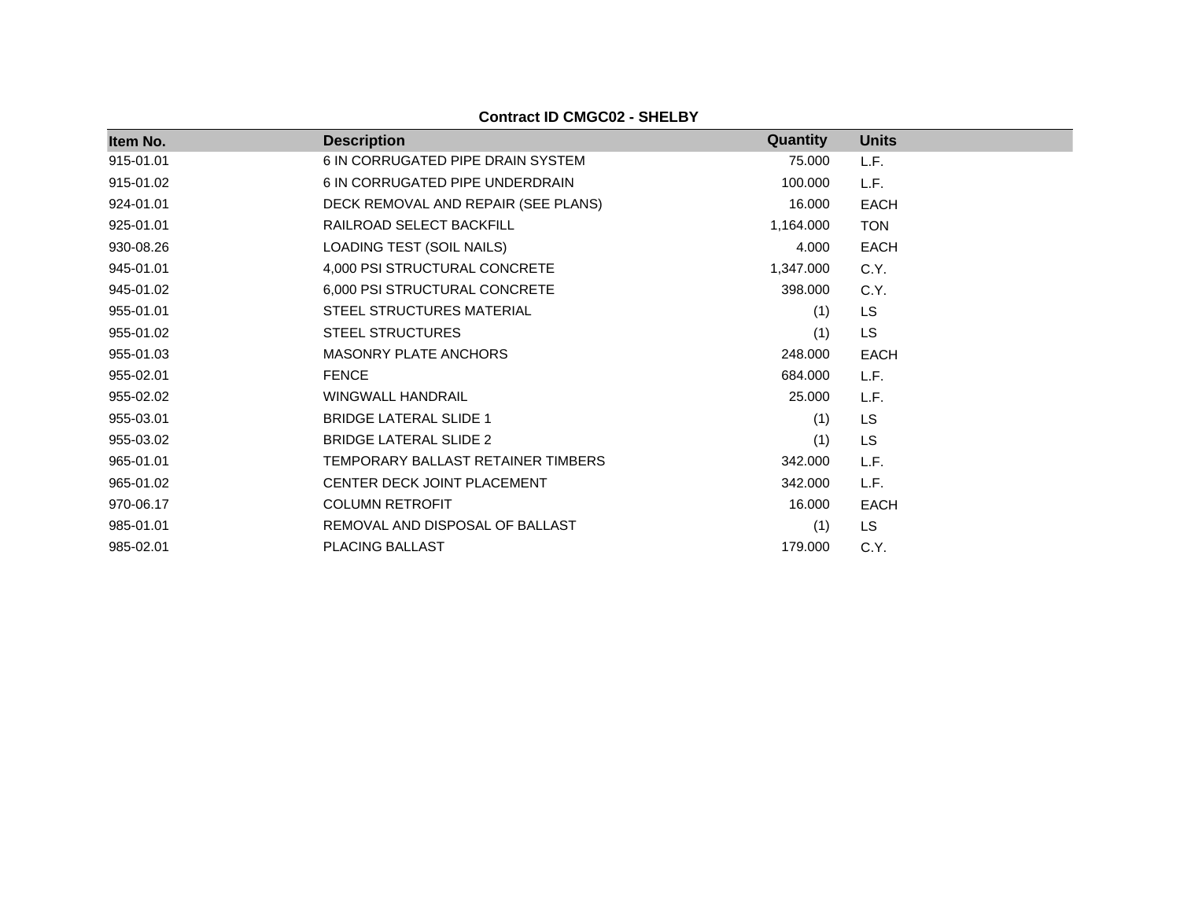**Contract ID CMGC02 - SHELBY**

| Item No. | Description | Quantity | Units |
|---|---|---|---|
| 915-01.01 | 6 IN CORRUGATED PIPE DRAIN SYSTEM | 75.000 | L.F. |
| 915-01.02 | 6 IN CORRUGATED PIPE UNDERDRAIN | 100.000 | L.F. |
| 924-01.01 | DECK REMOVAL AND REPAIR (SEE PLANS) | 16.000 | EACH |
| 925-01.01 | RAILROAD SELECT BACKFILL | 1,164.000 | TON |
| 930-08.26 | LOADING TEST (SOIL NAILS) | 4.000 | EACH |
| 945-01.01 | 4,000 PSI STRUCTURAL CONCRETE | 1,347.000 | C.Y. |
| 945-01.02 | 6,000 PSI STRUCTURAL CONCRETE | 398.000 | C.Y. |
| 955-01.01 | STEEL STRUCTURES MATERIAL | (1) | LS |
| 955-01.02 | STEEL STRUCTURES | (1) | LS |
| 955-01.03 | MASONRY PLATE ANCHORS | 248.000 | EACH |
| 955-02.01 | FENCE | 684.000 | L.F. |
| 955-02.02 | WINGWALL HANDRAIL | 25.000 | L.F. |
| 955-03.01 | BRIDGE LATERAL SLIDE 1 | (1) | LS |
| 955-03.02 | BRIDGE LATERAL SLIDE 2 | (1) | LS |
| 965-01.01 | TEMPORARY BALLAST RETAINER TIMBERS | 342.000 | L.F. |
| 965-01.02 | CENTER DECK JOINT PLACEMENT | 342.000 | L.F. |
| 970-06.17 | COLUMN RETROFIT | 16.000 | EACH |
| 985-01.01 | REMOVAL AND DISPOSAL OF BALLAST | (1) | LS |
| 985-02.01 | PLACING BALLAST | 179.000 | C.Y. |